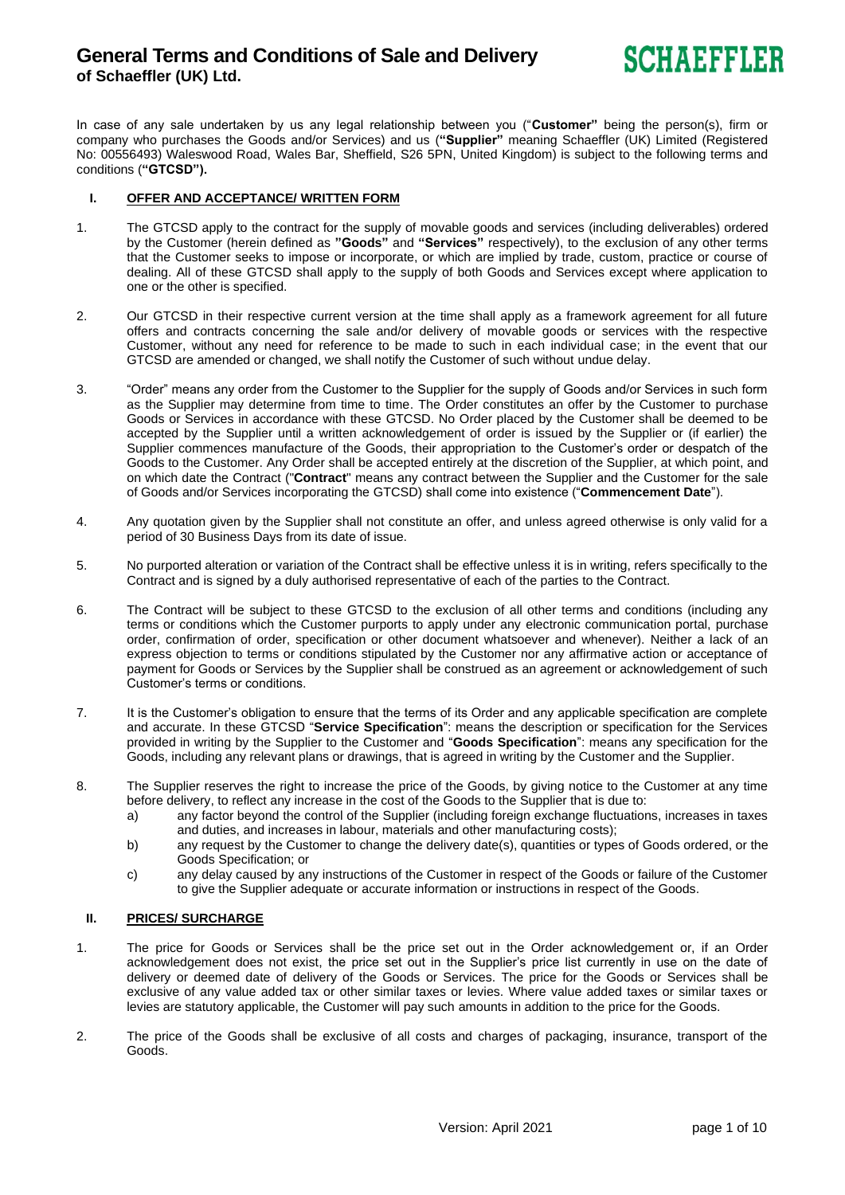# General Terms and Conditions of Sale and Delivery of Schaeffler (UK) Ltd.

In case of any sale undertaken by us any legal relationship between you ("**Customer"** being the person(s), firm or company who purchases the Goods and/or Services) and us (**"Supplier"** meaning Schaeffler (UK) Limited (Registered No: 00556493) Waleswood Road, Wales Bar, Sheffield, S26 5PN, United Kingdom) is subject to the following terms and conditions (**"GTCSD").**

## I. OFFER AND ACCEPTANCE/ WRITTEN FORM

1. The GTCSD apply to the contract for the supply of movable goods and services (including deliverables) ordered by the Customer (herein defined as **"Goods"** and **"Services"** respectively), to the exclusion of any other terms that the Customer seeks to impose or incorporate, or which are implied by trade, custom, practice or course of dealing. All of these GTCSD shall apply to the supply of both Goods and Services except where application to one or the other is specified.

2. Our GTCSD in their respective current version at the time shall apply as a framework agreement for all future offers and contracts concerning the sale and/or delivery of movable goods or services with the respective Customer, without any need for reference to be made to such in each individual case; in the event that our GTCSD are amended or changed, we shall notify the Customer of such without undue delay.

3. "Order" means any order from the Customer to the Supplier for the supply of Goods and/or Services in such form as the Supplier may determine from time to time. The Order constitutes an offer by the Customer to purchase Goods or Services in accordance with these GTCSD. No Order placed by the Customer shall be deemed to be accepted by the Supplier until a written acknowledgement of order is issued by the Supplier or (if earlier) the Supplier commences manufacture of the Goods, their appropriation to the Customer's order or despatch of the Goods to the Customer. Any Order shall be accepted entirely at the discretion of the Supplier, at which point, and on which date the Contract ("**Contract**" means any contract between the Supplier and the Customer for the sale of Goods and/or Services incorporating the GTCSD) shall come into existence ("**Commencement Date**").

4. Any quotation given by the Supplier shall not constitute an offer, and unless agreed otherwise is only valid for a period of 30 Business Days from its date of issue.

5. No purported alteration or variation of the Contract shall be effective unless it is in writing, refers specifically to the Contract and is signed by a duly authorised representative of each of the parties to the Contract.

6. The Contract will be subject to these GTCSD to the exclusion of all other terms and conditions (including any terms or conditions which the Customer purports to apply under any electronic communication portal, purchase order, confirmation of order, specification or other document whatsoever and whenever). Neither a lack of an express objection to terms or conditions stipulated by the Customer nor any affirmative action or acceptance of payment for Goods or Services by the Supplier shall be construed as an agreement or acknowledgement of such Customer's terms or conditions.

7. It is the Customer's obligation to ensure that the terms of its Order and any applicable specification are complete and accurate. In these GTCSD "**Service Specification**": means the description or specification for the Services provided in writing by the Supplier to the Customer and "**Goods Specification**": means any specification for the Goods, including any relevant plans or drawings, that is agreed in writing by the Customer and the Supplier.

8. The Supplier reserves the right to increase the price of the Goods, by giving notice to the Customer at any time before delivery, to reflect any increase in the cost of the Goods to the Supplier that is due to:
   a) any factor beyond the control of the Supplier (including foreign exchange fluctuations, increases in taxes and duties, and increases in labour, materials and other manufacturing costs);
   b) any request by the Customer to change the delivery date(s), quantities or types of Goods ordered, or the Goods Specification; or
   c) any delay caused by any instructions of the Customer in respect of the Goods or failure of the Customer to give the Supplier adequate or accurate information or instructions in respect of the Goods.

## II. PRICES/ SURCHARGE

1. The price for Goods or Services shall be the price set out in the Order acknowledgement or, if an Order acknowledgement does not exist, the price set out in the Supplier's price list currently in use on the date of delivery or deemed date of delivery of the Goods or Services. The price for the Goods or Services shall be exclusive of any value added tax or other similar taxes or levies. Where value added taxes or similar taxes or levies are statutory applicable, the Customer will pay such amounts in addition to the price for the Goods.

2. The price of the Goods shall be exclusive of all costs and charges of packaging, insurance, transport of the Goods.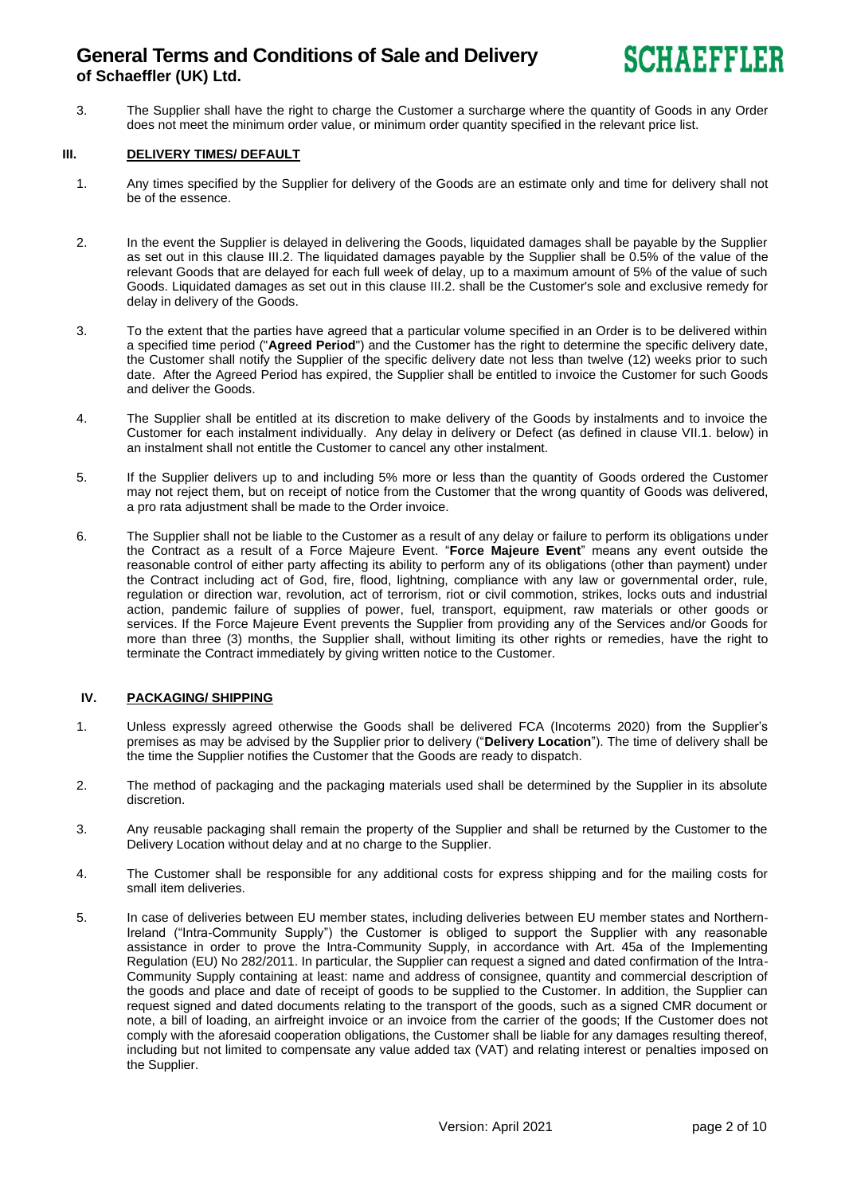3. The Supplier shall have the right to charge the Customer a surcharge where the quantity of Goods in any Order does not meet the minimum order value, or minimum order quantity specified in the relevant price list.

## III. DELIVERY TIMES/ DEFAULT

1. Any times specified by the Supplier for delivery of the Goods are an estimate only and time for delivery shall not be of the essence.

2. In the event the Supplier is delayed in delivering the Goods, liquidated damages shall be payable by the Supplier as set out in this clause III.2. The liquidated damages payable by the Supplier shall be 0.5% of the value of the relevant Goods that are delayed for each full week of delay, up to a maximum amount of 5% of the value of such Goods. Liquidated damages as set out in this clause III.2. shall be the Customer's sole and exclusive remedy for delay in delivery of the Goods.

3. To the extent that the parties have agreed that a particular volume specified in an Order is to be delivered within a specified time period ("**Agreed Period**") and the Customer has the right to determine the specific delivery date, the Customer shall notify the Supplier of the specific delivery date not less than twelve (12) weeks prior to such date. After the Agreed Period has expired, the Supplier shall be entitled to invoice the Customer for such Goods and deliver the Goods.

4. The Supplier shall be entitled at its discretion to make delivery of the Goods by instalments and to invoice the Customer for each instalment individually. Any delay in delivery or Defect (as defined in clause VII.1. below) in an instalment shall not entitle the Customer to cancel any other instalment.

5. If the Supplier delivers up to and including 5% more or less than the quantity of Goods ordered the Customer may not reject them, but on receipt of notice from the Customer that the wrong quantity of Goods was delivered, a pro rata adjustment shall be made to the Order invoice.

6. The Supplier shall not be liable to the Customer as a result of any delay or failure to perform its obligations under the Contract as a result of a Force Majeure Event. "**Force Majeure Event**" means any event outside the reasonable control of either party affecting its ability to perform any of its obligations (other than payment) under the Contract including act of God, fire, flood, lightning, compliance with any law or governmental order, rule, regulation or direction war, revolution, act of terrorism, riot or civil commotion, strikes, locks outs and industrial action, pandemic failure of supplies of power, fuel, transport, equipment, raw materials or other goods or services. If the Force Majeure Event prevents the Supplier from providing any of the Services and/or Goods for more than three (3) months, the Supplier shall, without limiting its other rights or remedies, have the right to terminate the Contract immediately by giving written notice to the Customer.

## IV. PACKAGING/ SHIPPING

1. Unless expressly agreed otherwise the Goods shall be delivered FCA (Incoterms 2020) from the Supplier's premises as may be advised by the Supplier prior to delivery ("**Delivery Location**"). The time of delivery shall be the time the Supplier notifies the Customer that the Goods are ready to dispatch.

2. The method of packaging and the packaging materials used shall be determined by the Supplier in its absolute discretion.

3. Any reusable packaging shall remain the property of the Supplier and shall be returned by the Customer to the Delivery Location without delay and at no charge to the Supplier.

4. The Customer shall be responsible for any additional costs for express shipping and for the mailing costs for small item deliveries.

5. In case of deliveries between EU member states, including deliveries between EU member states and Northern-Ireland ("Intra-Community Supply") the Customer is obliged to support the Supplier with any reasonable assistance in order to prove the Intra-Community Supply, in accordance with Art. 45a of the Implementing Regulation (EU) No 282/2011. In particular, the Supplier can request a signed and dated confirmation of the Intra-Community Supply containing at least: name and address of consignee, quantity and commercial description of the goods and place and date of receipt of goods to be supplied to the Customer. In addition, the Supplier can request signed and dated documents relating to the transport of the goods, such as a signed CMR document or note, a bill of loading, an airfreight invoice or an invoice from the carrier of the goods; If the Customer does not comply with the aforesaid cooperation obligations, the Customer shall be liable for any damages resulting thereof, including but not limited to compensate any value added tax (VAT) and relating interest or penalties imposed on the Supplier.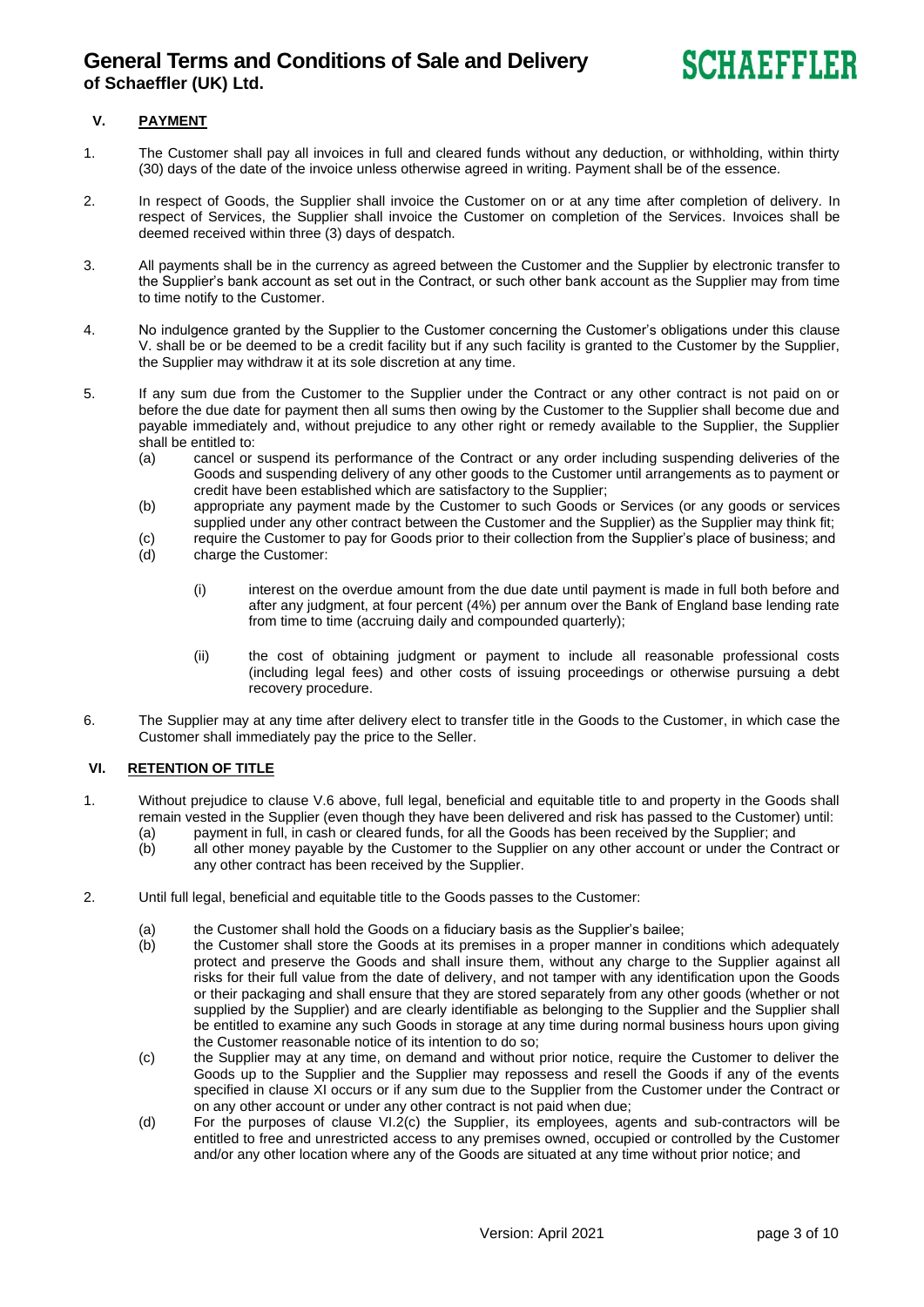## V. PAYMENT

1. The Customer shall pay all invoices in full and cleared funds without any deduction, or withholding, within thirty (30) days of the date of the invoice unless otherwise agreed in writing. Payment shall be of the essence.

2. In respect of Goods, the Supplier shall invoice the Customer on or at any time after completion of delivery. In respect of Services, the Supplier shall invoice the Customer on completion of the Services. Invoices shall be deemed received within three (3) days of despatch.

3. All payments shall be in the currency as agreed between the Customer and the Supplier by electronic transfer to the Supplier's bank account as set out in the Contract, or such other bank account as the Supplier may from time to time notify to the Customer.

4. No indulgence granted by the Supplier to the Customer concerning the Customer's obligations under this clause V. shall be or be deemed to be a credit facility but if any such facility is granted to the Customer by the Supplier, the Supplier may withdraw it at its sole discretion at any time.

5. If any sum due from the Customer to the Supplier under the Contract or any other contract is not paid on or before the due date for payment then all sums then owing by the Customer to the Supplier shall become due and payable immediately and, without prejudice to any other right or remedy available to the Supplier, the Supplier shall be entitled to:
   (a) cancel or suspend its performance of the Contract or any order including suspending deliveries of the Goods and suspending delivery of any other goods to the Customer until arrangements as to payment or credit have been established which are satisfactory to the Supplier;
   (b) appropriate any payment made by the Customer to such Goods or Services (or any goods or services supplied under any other contract between the Customer and the Supplier) as the Supplier may think fit;
   (c) require the Customer to pay for Goods prior to their collection from the Supplier's place of business; and
   (d) charge the Customer:

      (i) interest on the overdue amount from the due date until payment is made in full both before and after any judgment, at four percent (4%) per annum over the Bank of England base lending rate from time to time (accruing daily and compounded quarterly);

      (ii) the cost of obtaining judgment or payment to include all reasonable professional costs (including legal fees) and other costs of issuing proceedings or otherwise pursuing a debt recovery procedure.

6. The Supplier may at any time after delivery elect to transfer title in the Goods to the Customer, in which case the Customer shall immediately pay the price to the Seller.

## VI. RETENTION OF TITLE

1. Without prejudice to clause V.6 above, full legal, beneficial and equitable title to and property in the Goods shall remain vested in the Supplier (even though they have been delivered and risk has passed to the Customer) until:
   (a) payment in full, in cash or cleared funds, for all the Goods has been received by the Supplier; and
   (b) all other money payable by the Customer to the Supplier on any other account or under the Contract or any other contract has been received by the Supplier.

2. Until full legal, beneficial and equitable title to the Goods passes to the Customer:

   (a) the Customer shall hold the Goods on a fiduciary basis as the Supplier's bailee;
   (b) the Customer shall store the Goods at its premises in a proper manner in conditions which adequately protect and preserve the Goods and shall insure them, without any charge to the Supplier against all risks for their full value from the date of delivery, and not tamper with any identification upon the Goods or their packaging and shall ensure that they are stored separately from any other goods (whether or not supplied by the Supplier) and are clearly identifiable as belonging to the Supplier and the Supplier shall be entitled to examine any such Goods in storage at any time during normal business hours upon giving the Customer reasonable notice of its intention to do so;
   (c) the Supplier may at any time, on demand and without prior notice, require the Customer to deliver the Goods up to the Supplier and the Supplier may repossess and resell the Goods if any of the events specified in clause XI occurs or if any sum due to the Supplier from the Customer under the Contract or on any other account or under any other contract is not paid when due;
   (d) For the purposes of clause VI.2(c) the Supplier, its employees, agents and sub-contractors will be entitled to free and unrestricted access to any premises owned, occupied or controlled by the Customer and/or any other location where any of the Goods are situated at any time without prior notice; and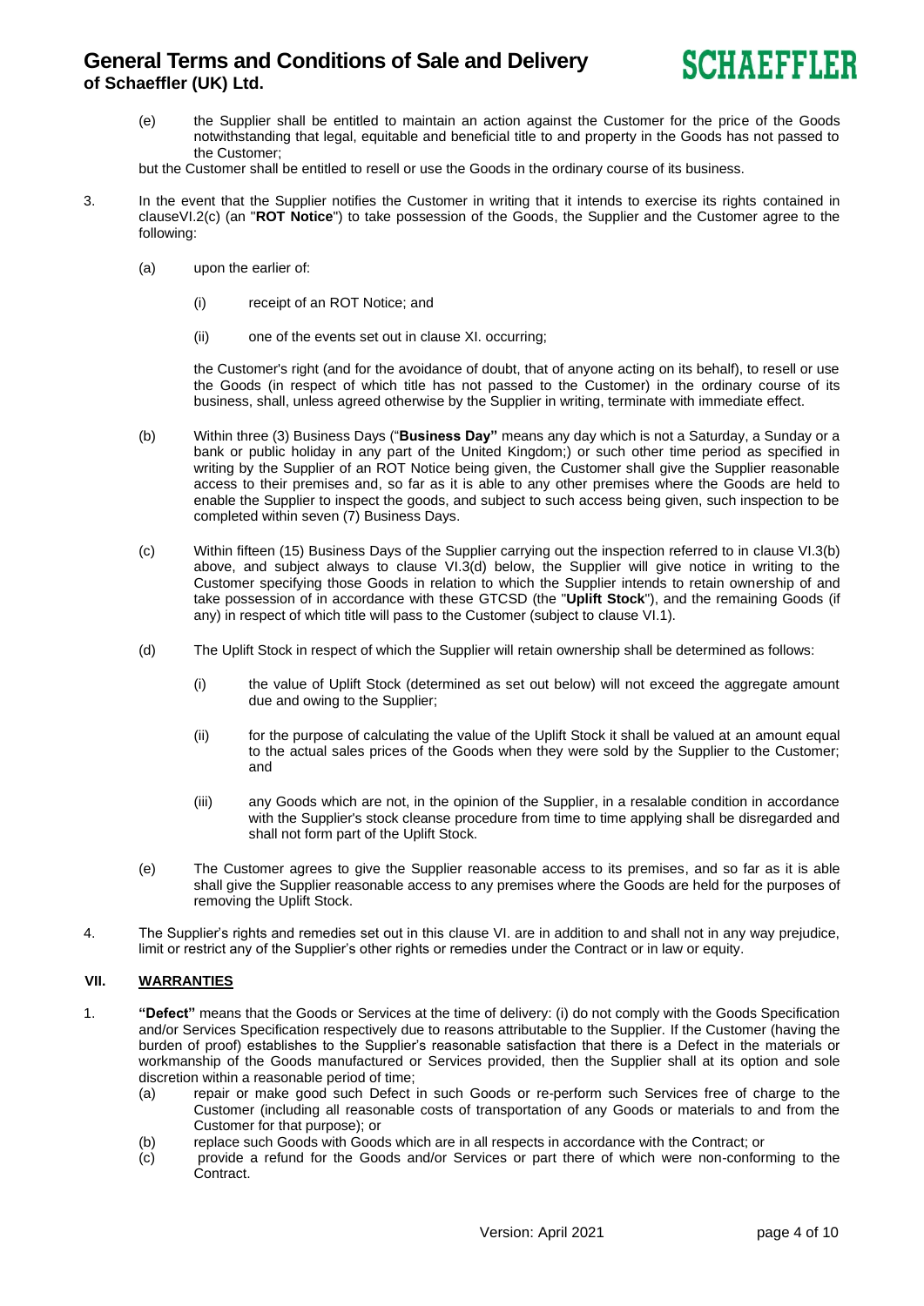(e) the Supplier shall be entitled to maintain an action against the Customer for the price of the Goods notwithstanding that legal, equitable and beneficial title to and property in the Goods has not passed to the Customer;

but the Customer shall be entitled to resell or use the Goods in the ordinary course of its business.

3. In the event that the Supplier notifies the Customer in writing that it intends to exercise its rights contained in clauseVI.2(c) (an "**ROT Notice**") to take possession of the Goods, the Supplier and the Customer agree to the following:

   (a) upon the earlier of:

      (i) receipt of an ROT Notice; and

      (ii) one of the events set out in clause XI. occurring;

   the Customer's right (and for the avoidance of doubt, that of anyone acting on its behalf), to resell or use the Goods (in respect of which title has not passed to the Customer) in the ordinary course of its business, shall, unless agreed otherwise by the Supplier in writing, terminate with immediate effect.

   (b) Within three (3) Business Days ("**Business Day"** means any day which is not a Saturday, a Sunday or a bank or public holiday in any part of the United Kingdom;) or such other time period as specified in writing by the Supplier of an ROT Notice being given, the Customer shall give the Supplier reasonable access to their premises and, so far as it is able to any other premises where the Goods are held to enable the Supplier to inspect the goods, and subject to such access being given, such inspection to be completed within seven (7) Business Days.

   (c) Within fifteen (15) Business Days of the Supplier carrying out the inspection referred to in clause VI.3(b) above, and subject always to clause VI.3(d) below, the Supplier will give notice in writing to the Customer specifying those Goods in relation to which the Supplier intends to retain ownership of and take possession of in accordance with these GTCSD (the "**Uplift Stock**"), and the remaining Goods (if any) in respect of which title will pass to the Customer (subject to clause VI.1).

   (d) The Uplift Stock in respect of which the Supplier will retain ownership shall be determined as follows:

      (i) the value of Uplift Stock (determined as set out below) will not exceed the aggregate amount due and owing to the Supplier;

      (ii) for the purpose of calculating the value of the Uplift Stock it shall be valued at an amount equal to the actual sales prices of the Goods when they were sold by the Supplier to the Customer; and

      (iii) any Goods which are not, in the opinion of the Supplier, in a resalable condition in accordance with the Supplier's stock cleanse procedure from time to time applying shall be disregarded and shall not form part of the Uplift Stock.

   (e) The Customer agrees to give the Supplier reasonable access to its premises, and so far as it is able shall give the Supplier reasonable access to any premises where the Goods are held for the purposes of removing the Uplift Stock.

4. The Supplier's rights and remedies set out in this clause VI. are in addition to and shall not in any way prejudice, limit or restrict any of the Supplier's other rights or remedies under the Contract or in law or equity.

## VII. WARRANTIES

1. **"Defect"** means that the Goods or Services at the time of delivery: (i) do not comply with the Goods Specification and/or Services Specification respectively due to reasons attributable to the Supplier. If the Customer (having the burden of proof) establishes to the Supplier's reasonable satisfaction that there is a Defect in the materials or workmanship of the Goods manufactured or Services provided, then the Supplier shall at its option and sole discretion within a reasonable period of time;

   (a) repair or make good such Defect in such Goods or re-perform such Services free of charge to the Customer (including all reasonable costs of transportation of any Goods or materials to and from the Customer for that purpose); or

   (b) replace such Goods with Goods which are in all respects in accordance with the Contract; or

   (c) provide a refund for the Goods and/or Services or part there of which were non-conforming to the Contract.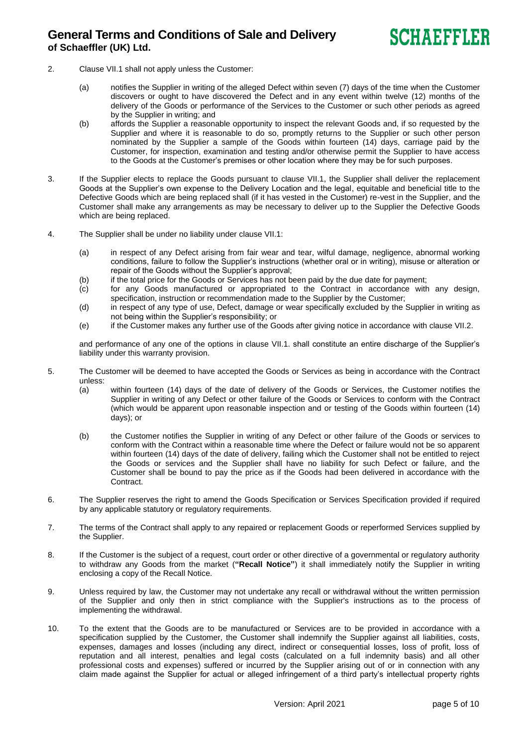2. Clause VII.1 shall not apply unless the Customer:

   (a) notifies the Supplier in writing of the alleged Defect within seven (7) days of the time when the Customer discovers or ought to have discovered the Defect and in any event within twelve (12) months of the delivery of the Goods or performance of the Services to the Customer or such other periods as agreed by the Supplier in writing; and

   (b) affords the Supplier a reasonable opportunity to inspect the relevant Goods and, if so requested by the Supplier and where it is reasonable to do so, promptly returns to the Supplier or such other person nominated by the Supplier a sample of the Goods within fourteen (14) days, carriage paid by the Customer, for inspection, examination and testing and/or otherwise permit the Supplier to have access to the Goods at the Customer's premises or other location where they may be for such purposes.

3. If the Supplier elects to replace the Goods pursuant to clause VII.1, the Supplier shall deliver the replacement Goods at the Supplier's own expense to the Delivery Location and the legal, equitable and beneficial title to the Defective Goods which are being replaced shall (if it has vested in the Customer) re-vest in the Supplier, and the Customer shall make any arrangements as may be necessary to deliver up to the Supplier the Defective Goods which are being replaced.

4. The Supplier shall be under no liability under clause VII.1:

   (a) in respect of any Defect arising from fair wear and tear, wilful damage, negligence, abnormal working conditions, failure to follow the Supplier's instructions (whether oral or in writing), misuse or alteration or repair of the Goods without the Supplier's approval;

   (b) if the total price for the Goods or Services has not been paid by the due date for payment;

   (c) for any Goods manufactured or appropriated to the Contract in accordance with any design, specification, instruction or recommendation made to the Supplier by the Customer;

   (d) in respect of any type of use, Defect, damage or wear specifically excluded by the Supplier in writing as not being within the Supplier's responsibility; or

   (e) if the Customer makes any further use of the Goods after giving notice in accordance with clause VII.2.

   and performance of any one of the options in clause VII.1. shall constitute an entire discharge of the Supplier's liability under this warranty provision.

5. The Customer will be deemed to have accepted the Goods or Services as being in accordance with the Contract unless:

   (a) within fourteen (14) days of the date of delivery of the Goods or Services, the Customer notifies the Supplier in writing of any Defect or other failure of the Goods or Services to conform with the Contract (which would be apparent upon reasonable inspection and or testing of the Goods within fourteen (14) days); or

   (b) the Customer notifies the Supplier in writing of any Defect or other failure of the Goods or services to conform with the Contract within a reasonable time where the Defect or failure would not be so apparent within fourteen (14) days of the date of delivery, failing which the Customer shall not be entitled to reject the Goods or services and the Supplier shall have no liability for such Defect or failure, and the Customer shall be bound to pay the price as if the Goods had been delivered in accordance with the Contract.

6. The Supplier reserves the right to amend the Goods Specification or Services Specification provided if required by any applicable statutory or regulatory requirements.

7. The terms of the Contract shall apply to any repaired or replacement Goods or reperformed Services supplied by the Supplier.

8. If the Customer is the subject of a request, court order or other directive of a governmental or regulatory authority to withdraw any Goods from the market (**"Recall Notice"**) it shall immediately notify the Supplier in writing enclosing a copy of the Recall Notice.

9. Unless required by law, the Customer may not undertake any recall or withdrawal without the written permission of the Supplier and only then in strict compliance with the Supplier's instructions as to the process of implementing the withdrawal.

10. To the extent that the Goods are to be manufactured or Services are to be provided in accordance with a specification supplied by the Customer, the Customer shall indemnify the Supplier against all liabilities, costs, expenses, damages and losses (including any direct, indirect or consequential losses, loss of profit, loss of reputation and all interest, penalties and legal costs (calculated on a full indemnity basis) and all other professional costs and expenses) suffered or incurred by the Supplier arising out of or in connection with any claim made against the Supplier for actual or alleged infringement of a third party's intellectual property rights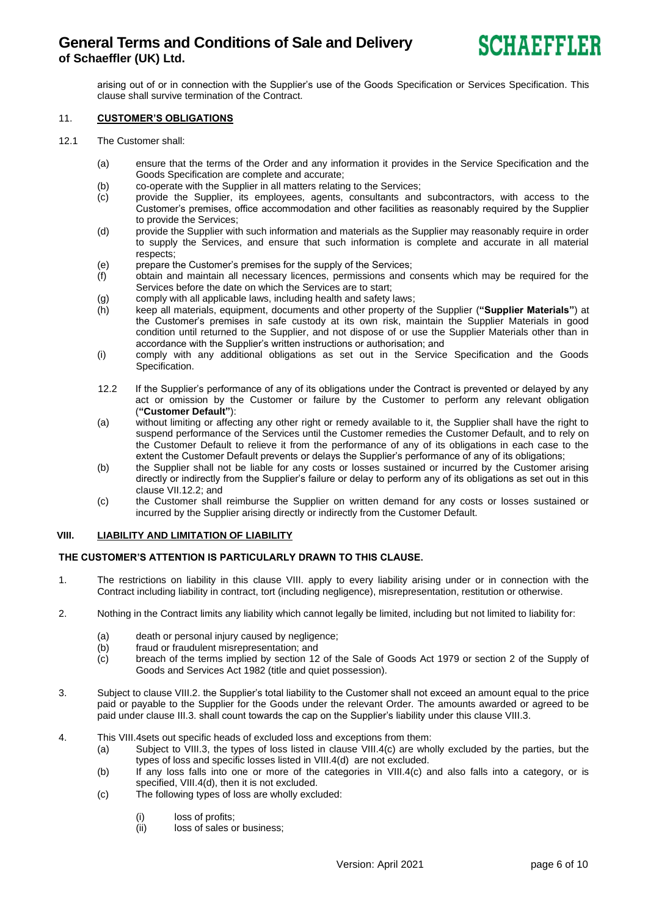arising out of or in connection with the Supplier's use of the Goods Specification or Services Specification. This clause shall survive termination of the Contract.

11. **CUSTOMER'S OBLIGATIONS**

12.1 The Customer shall:

(a) ensure that the terms of the Order and any information it provides in the Service Specification and the Goods Specification are complete and accurate;
(b) co-operate with the Supplier in all matters relating to the Services;
(c) provide the Supplier, its employees, agents, consultants and subcontractors, with access to the Customer's premises, office accommodation and other facilities as reasonably required by the Supplier to provide the Services;
(d) provide the Supplier with such information and materials as the Supplier may reasonably require in order to supply the Services, and ensure that such information is complete and accurate in all material respects;
(e) prepare the Customer's premises for the supply of the Services;
(f) obtain and maintain all necessary licences, permissions and consents which may be required for the Services before the date on which the Services are to start;
(g) comply with all applicable laws, including health and safety laws;
(h) keep all materials, equipment, documents and other property of the Supplier (**"Supplier Materials"**) at the Customer's premises in safe custody at its own risk, maintain the Supplier Materials in good condition until returned to the Supplier, and not dispose of or use the Supplier Materials other than in accordance with the Supplier's written instructions or authorisation; and
(i) comply with any additional obligations as set out in the Service Specification and the Goods Specification.

12.2 If the Supplier's performance of any of its obligations under the Contract is prevented or delayed by any act or omission by the Customer or failure by the Customer to perform any relevant obligation (**"Customer Default"**):

(a) without limiting or affecting any other right or remedy available to it, the Supplier shall have the right to suspend performance of the Services until the Customer remedies the Customer Default, and to rely on the Customer Default to relieve it from the performance of any of its obligations in each case to the extent the Customer Default prevents or delays the Supplier's performance of any of its obligations;
(b) the Supplier shall not be liable for any costs or losses sustained or incurred by the Customer arising directly or indirectly from the Supplier's failure or delay to perform any of its obligations as set out in this clause VII.12.2; and
(c) the Customer shall reimburse the Supplier on written demand for any costs or losses sustained or incurred by the Supplier arising directly or indirectly from the Customer Default.

## VIII. LIABILITY AND LIMITATION OF LIABILITY

**THE CUSTOMER'S ATTENTION IS PARTICULARLY DRAWN TO THIS CLAUSE.**

1. The restrictions on liability in this clause VIII. apply to every liability arising under or in connection with the Contract including liability in contract, tort (including negligence), misrepresentation, restitution or otherwise.

2. Nothing in the Contract limits any liability which cannot legally be limited, including but not limited to liability for:

   (a) death or personal injury caused by negligence;
   (b) fraud or fraudulent misrepresentation; and
   (c) breach of the terms implied by section 12 of the Sale of Goods Act 1979 or section 2 of the Supply of Goods and Services Act 1982 (title and quiet possession).

3. Subject to clause VIII.2. the Supplier's total liability to the Customer shall not exceed an amount equal to the price paid or payable to the Supplier for the Goods under the relevant Order. The amounts awarded or agreed to be paid under clause III.3. shall count towards the cap on the Supplier's liability under this clause VIII.3.

4. This VIII.4sets out specific heads of excluded loss and exceptions from them:

   (a) Subject to VIII.3, the types of loss listed in clause VIII.4(c) are wholly excluded by the parties, but the types of loss and specific losses listed in VIII.4(d) are not excluded.
   (b) If any loss falls into one or more of the categories in VIII.4(c) and also falls into a category, or is specified, VIII.4(d), then it is not excluded.
   (c) The following types of loss are wholly excluded:

      (i) loss of profits;
      (ii) loss of sales or business;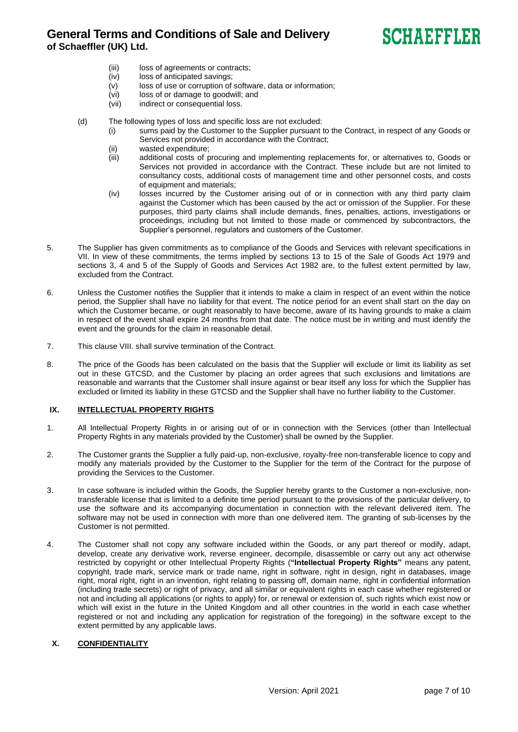(iii) loss of agreements or contracts;
(iv) loss of anticipated savings;
(v) loss of use or corruption of software, data or information;
(vi) loss of or damage to goodwill; and
(vii) indirect or consequential loss.

(d) The following types of loss and specific loss are not excluded:
(i) sums paid by the Customer to the Supplier pursuant to the Contract, in respect of any Goods or Services not provided in accordance with the Contract;
(ii) wasted expenditure;
(iii) additional costs of procuring and implementing replacements for, or alternatives to, Goods or Services not provided in accordance with the Contract. These include but are not limited to consultancy costs, additional costs of management time and other personnel costs, and costs of equipment and materials;
(iv) losses incurred by the Customer arising out of or in connection with any third party claim against the Customer which has been caused by the act or omission of the Supplier. For these purposes, third party claims shall include demands, fines, penalties, actions, investigations or proceedings, including but not limited to those made or commenced by subcontractors, the Supplier's personnel, regulators and customers of the Customer.

5. The Supplier has given commitments as to compliance of the Goods and Services with relevant specifications in VII. In view of these commitments, the terms implied by sections 13 to 15 of the Sale of Goods Act 1979 and sections 3, 4 and 5 of the Supply of Goods and Services Act 1982 are, to the fullest extent permitted by law, excluded from the Contract.

6. Unless the Customer notifies the Supplier that it intends to make a claim in respect of an event within the notice period, the Supplier shall have no liability for that event. The notice period for an event shall start on the day on which the Customer became, or ought reasonably to have become, aware of its having grounds to make a claim in respect of the event shall expire 24 months from that date. The notice must be in writing and must identify the event and the grounds for the claim in reasonable detail.

7. This clause VIII. shall survive termination of the Contract.

8. The price of the Goods has been calculated on the basis that the Supplier will exclude or limit its liability as set out in these GTCSD, and the Customer by placing an order agrees that such exclusions and limitations are reasonable and warrants that the Customer shall insure against or bear itself any loss for which the Supplier has excluded or limited its liability in these GTCSD and the Supplier shall have no further liability to the Customer.

## IX. INTELLECTUAL PROPERTY RIGHTS

1. All Intellectual Property Rights in or arising out of or in connection with the Services (other than Intellectual Property Rights in any materials provided by the Customer) shall be owned by the Supplier.

2. The Customer grants the Supplier a fully paid-up, non-exclusive, royalty-free non-transferable licence to copy and modify any materials provided by the Customer to the Supplier for the term of the Contract for the purpose of providing the Services to the Customer.

3. In case software is included within the Goods, the Supplier hereby grants to the Customer a non-exclusive, non-transferable license that is limited to a definite time period pursuant to the provisions of the particular delivery, to use the software and its accompanying documentation in connection with the relevant delivered item. The software may not be used in connection with more than one delivered item. The granting of sub-licenses by the Customer is not permitted.

4. The Customer shall not copy any software included within the Goods, or any part thereof or modify, adapt, develop, create any derivative work, reverse engineer, decompile, disassemble or carry out any act otherwise restricted by copyright or other Intellectual Property Rights (**"Intellectual Property Rights"** means any patent, copyright, trade mark, service mark or trade name, right in software, right in design, right in databases, image right, moral right, right in an invention, right relating to passing off, domain name, right in confidential information (including trade secrets) or right of privacy, and all similar or equivalent rights in each case whether registered or not and including all applications (or rights to apply) for, or renewal or extension of, such rights which exist now or which will exist in the future in the United Kingdom and all other countries in the world in each case whether registered or not and including any application for registration of the foregoing) in the software except to the extent permitted by any applicable laws.

## X. CONFIDENTIALITY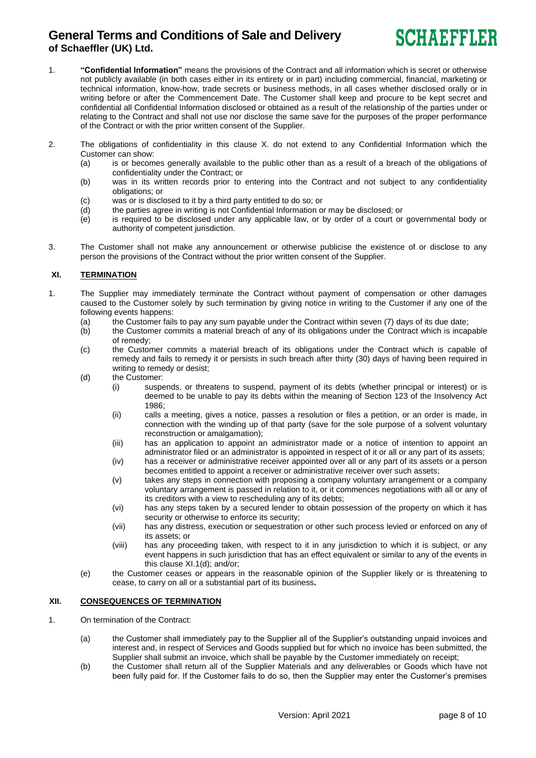1. **"Confidential Information"** means the provisions of the Contract and all information which is secret or otherwise not publicly available (in both cases either in its entirety or in part) including commercial, financial, marketing or technical information, know-how, trade secrets or business methods, in all cases whether disclosed orally or in writing before or after the Commencement Date. The Customer shall keep and procure to be kept secret and confidential all Confidential Information disclosed or obtained as a result of the relationship of the parties under or relating to the Contract and shall not use nor disclose the same save for the purposes of the proper performance of the Contract or with the prior written consent of the Supplier.

2. The obligations of confidentiality in this clause X. do not extend to any Confidential Information which the Customer can show:
   (a) is or becomes generally available to the public other than as a result of a breach of the obligations of confidentiality under the Contract; or
   (b) was in its written records prior to entering into the Contract and not subject to any confidentiality obligations; or
   (c) was or is disclosed to it by a third party entitled to do so; or
   (d) the parties agree in writing is not Confidential Information or may be disclosed; or
   (e) is required to be disclosed under any applicable law, or by order of a court or governmental body or authority of competent jurisdiction.

3. The Customer shall not make any announcement or otherwise publicise the existence of or disclose to any person the provisions of the Contract without the prior written consent of the Supplier.

## XI. TERMINATION

1. The Supplier may immediately terminate the Contract without payment of compensation or other damages caused to the Customer solely by such termination by giving notice in writing to the Customer if any one of the following events happens:
   (a) the Customer fails to pay any sum payable under the Contract within seven (7) days of its due date;
   (b) the Customer commits a material breach of any of its obligations under the Contract which is incapable of remedy;
   (c) the Customer commits a material breach of its obligations under the Contract which is capable of remedy and fails to remedy it or persists in such breach after thirty (30) days of having been required in writing to remedy or desist;
   (d) the Customer:
      (i) suspends, or threatens to suspend, payment of its debts (whether principal or interest) or is deemed to be unable to pay its debts within the meaning of Section 123 of the Insolvency Act 1986;
      (ii) calls a meeting, gives a notice, passes a resolution or files a petition, or an order is made, in connection with the winding up of that party (save for the sole purpose of a solvent voluntary reconstruction or amalgamation);
      (iii) has an application to appoint an administrator made or a notice of intention to appoint an administrator filed or an administrator is appointed in respect of it or all or any part of its assets;
      (iv) has a receiver or administrative receiver appointed over all or any part of its assets or a person becomes entitled to appoint a receiver or administrative receiver over such assets;
      (v) takes any steps in connection with proposing a company voluntary arrangement or a company voluntary arrangement is passed in relation to it, or it commences negotiations with all or any of its creditors with a view to rescheduling any of its debts;
      (vi) has any steps taken by a secured lender to obtain possession of the property on which it has security or otherwise to enforce its security;
      (vii) has any distress, execution or sequestration or other such process levied or enforced on any of its assets; or
      (viii) has any proceeding taken, with respect to it in any jurisdiction to which it is subject, or any event happens in such jurisdiction that has an effect equivalent or similar to any of the events in this clause XI.1(d); and/or;
   (e) the Customer ceases or appears in the reasonable opinion of the Supplier likely or is threatening to cease, to carry on all or a substantial part of its business.

## XII. CONSEQUENCES OF TERMINATION

1. On termination of the Contract:
   (a) the Customer shall immediately pay to the Supplier all of the Supplier's outstanding unpaid invoices and interest and, in respect of Services and Goods supplied but for which no invoice has been submitted, the Supplier shall submit an invoice, which shall be payable by the Customer immediately on receipt;
   (b) the Customer shall return all of the Supplier Materials and any deliverables or Goods which have not been fully paid for. If the Customer fails to do so, then the Supplier may enter the Customer's premises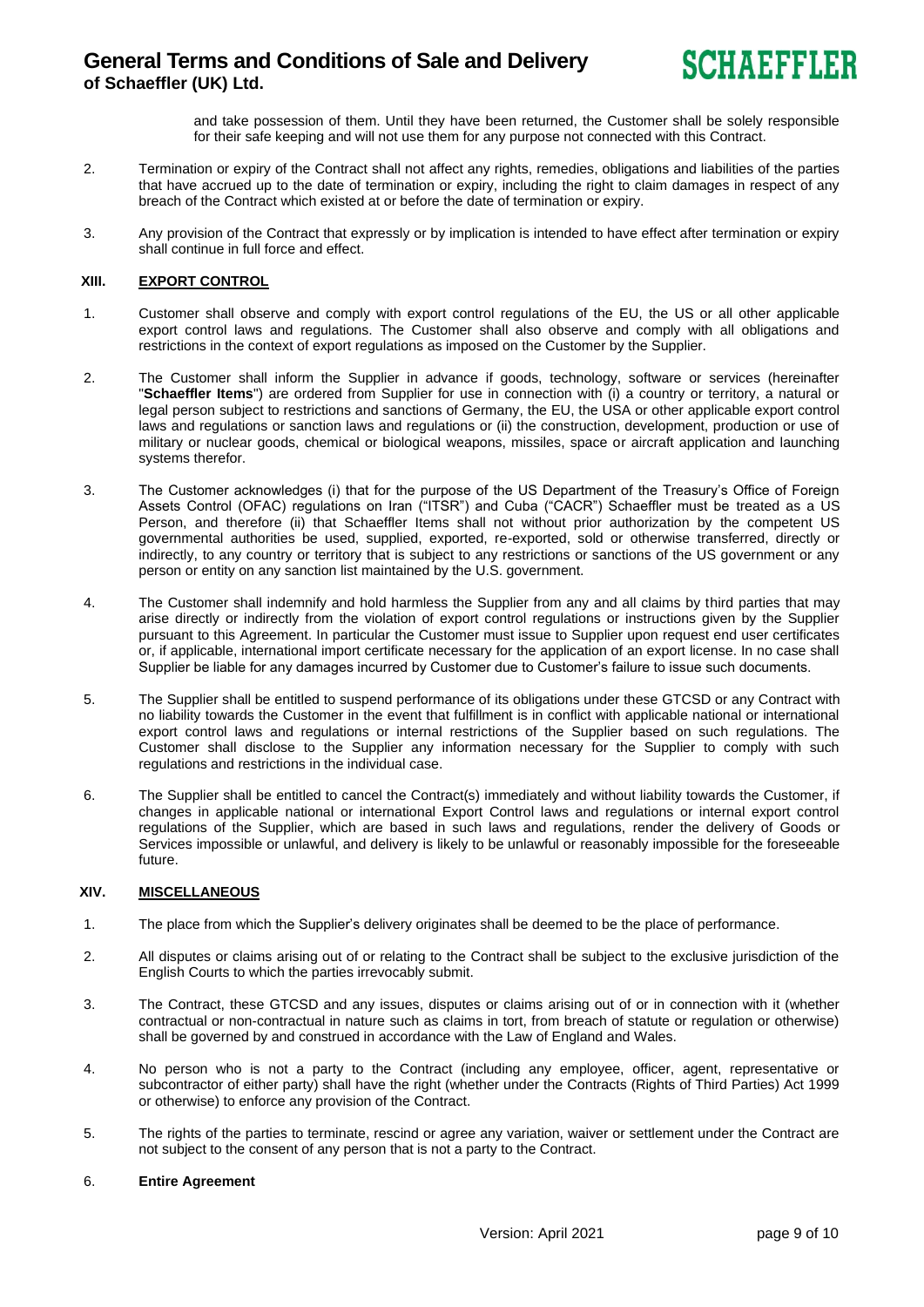and take possession of them. Until they have been returned, the Customer shall be solely responsible for their safe keeping and will not use them for any purpose not connected with this Contract.

2. Termination or expiry of the Contract shall not affect any rights, remedies, obligations and liabilities of the parties that have accrued up to the date of termination or expiry, including the right to claim damages in respect of any breach of the Contract which existed at or before the date of termination or expiry.

3. Any provision of the Contract that expressly or by implication is intended to have effect after termination or expiry shall continue in full force and effect.

## XIII. EXPORT CONTROL

1. Customer shall observe and comply with export control regulations of the EU, the US or all other applicable export control laws and regulations. The Customer shall also observe and comply with all obligations and restrictions in the context of export regulations as imposed on the Customer by the Supplier.

2. The Customer shall inform the Supplier in advance if goods, technology, software or services (hereinafter "**Schaeffler Items**") are ordered from Supplier for use in connection with (i) a country or territory, a natural or legal person subject to restrictions and sanctions of Germany, the EU, the USA or other applicable export control laws and regulations or sanction laws and regulations or (ii) the construction, development, production or use of military or nuclear goods, chemical or biological weapons, missiles, space or aircraft application and launching systems therefor.

3. The Customer acknowledges (i) that for the purpose of the US Department of the Treasury's Office of Foreign Assets Control (OFAC) regulations on Iran ("ITSR") and Cuba ("CACR") Schaeffler must be treated as a US Person, and therefore (ii) that Schaeffler Items shall not without prior authorization by the competent US governmental authorities be used, supplied, exported, re-exported, sold or otherwise transferred, directly or indirectly, to any country or territory that is subject to any restrictions or sanctions of the US government or any person or entity on any sanction list maintained by the U.S. government.

4. The Customer shall indemnify and hold harmless the Supplier from any and all claims by third parties that may arise directly or indirectly from the violation of export control regulations or instructions given by the Supplier pursuant to this Agreement. In particular the Customer must issue to Supplier upon request end user certificates or, if applicable, international import certificate necessary for the application of an export license. In no case shall Supplier be liable for any damages incurred by Customer due to Customer's failure to issue such documents.

5. The Supplier shall be entitled to suspend performance of its obligations under these GTCSD or any Contract with no liability towards the Customer in the event that fulfillment is in conflict with applicable national or international export control laws and regulations or internal restrictions of the Supplier based on such regulations. The Customer shall disclose to the Supplier any information necessary for the Supplier to comply with such regulations and restrictions in the individual case.

6. The Supplier shall be entitled to cancel the Contract(s) immediately and without liability towards the Customer, if changes in applicable national or international Export Control laws and regulations or internal export control regulations of the Supplier, which are based in such laws and regulations, render the delivery of Goods or Services impossible or unlawful, and delivery is likely to be unlawful or reasonably impossible for the foreseeable future.

## XIV. MISCELLANEOUS

1. The place from which the Supplier's delivery originates shall be deemed to be the place of performance.

2. All disputes or claims arising out of or relating to the Contract shall be subject to the exclusive jurisdiction of the English Courts to which the parties irrevocably submit.

3. The Contract, these GTCSD and any issues, disputes or claims arising out of or in connection with it (whether contractual or non-contractual in nature such as claims in tort, from breach of statute or regulation or otherwise) shall be governed by and construed in accordance with the Law of England and Wales.

4. No person who is not a party to the Contract (including any employee, officer, agent, representative or subcontractor of either party) shall have the right (whether under the Contracts (Rights of Third Parties) Act 1999 or otherwise) to enforce any provision of the Contract.

5. The rights of the parties to terminate, rescind or agree any variation, waiver or settlement under the Contract are not subject to the consent of any person that is not a party to the Contract.

6. **Entire Agreement**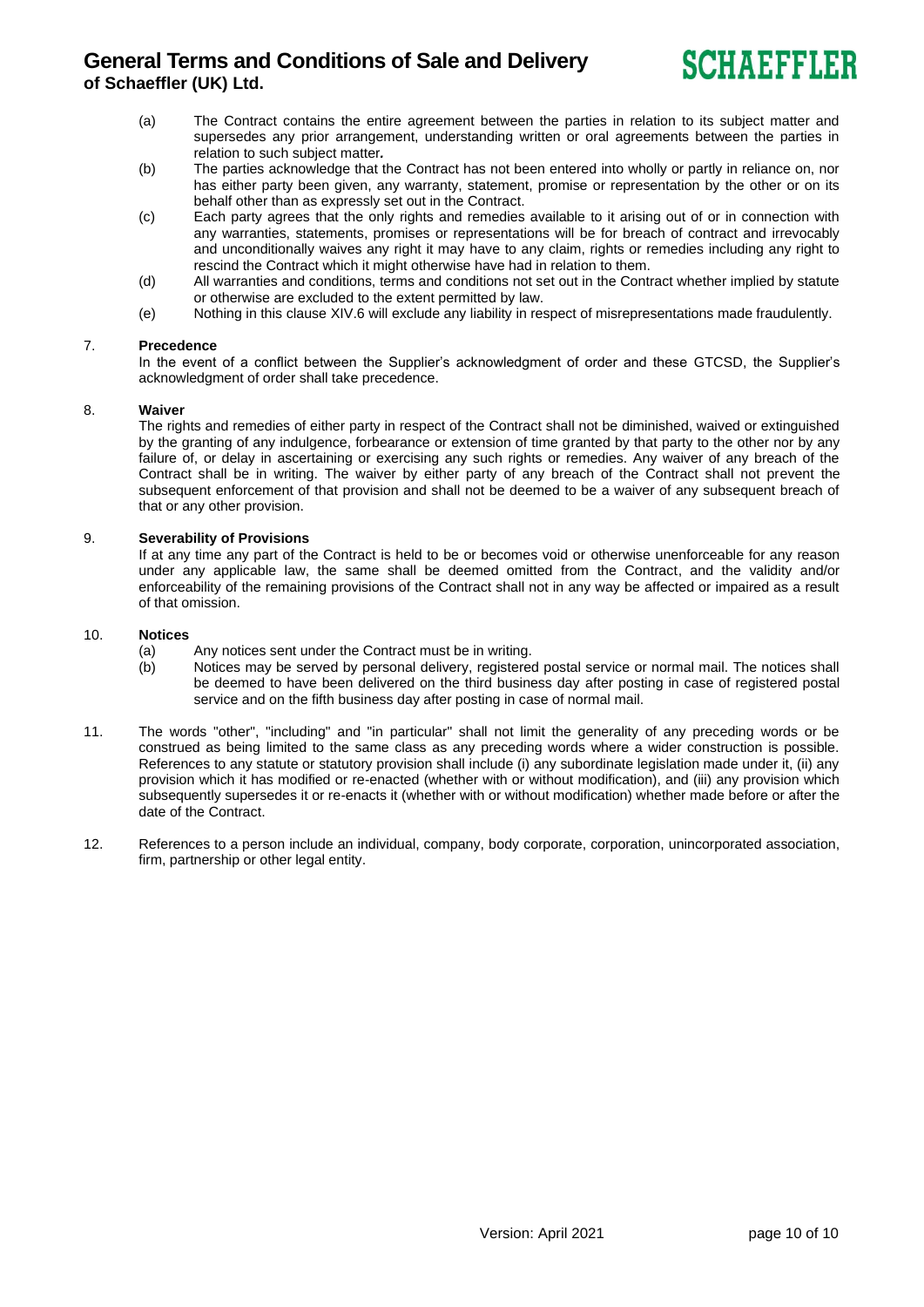(a) The Contract contains the entire agreement between the parties in relation to its subject matter and supersedes any prior arrangement, understanding written or oral agreements between the parties in relation to such subject matter**.**

(b) The parties acknowledge that the Contract has not been entered into wholly or partly in reliance on, nor has either party been given, any warranty, statement, promise or representation by the other or on its behalf other than as expressly set out in the Contract.

(c) Each party agrees that the only rights and remedies available to it arising out of or in connection with any warranties, statements, promises or representations will be for breach of contract and irrevocably and unconditionally waives any right it may have to any claim, rights or remedies including any right to rescind the Contract which it might otherwise have had in relation to them.

(d) All warranties and conditions, terms and conditions not set out in the Contract whether implied by statute or otherwise are excluded to the extent permitted by law.

(e) Nothing in this clause XIV.6 will exclude any liability in respect of misrepresentations made fraudulently.

7. **Precedence**

In the event of a conflict between the Supplier's acknowledgment of order and these GTCSD, the Supplier's acknowledgment of order shall take precedence.

8. **Waiver**

The rights and remedies of either party in respect of the Contract shall not be diminished, waived or extinguished by the granting of any indulgence, forbearance or extension of time granted by that party to the other nor by any failure of, or delay in ascertaining or exercising any such rights or remedies. Any waiver of any breach of the Contract shall be in writing. The waiver by either party of any breach of the Contract shall not prevent the subsequent enforcement of that provision and shall not be deemed to be a waiver of any subsequent breach of that or any other provision.

9. **Severability of Provisions**

If at any time any part of the Contract is held to be or becomes void or otherwise unenforceable for any reason under any applicable law, the same shall be deemed omitted from the Contract, and the validity and/or enforceability of the remaining provisions of the Contract shall not in any way be affected or impaired as a result of that omission.

10. **Notices**

(a) Any notices sent under the Contract must be in writing.

(b) Notices may be served by personal delivery, registered postal service or normal mail. The notices shall be deemed to have been delivered on the third business day after posting in case of registered postal service and on the fifth business day after posting in case of normal mail.

11. The words "other", "including" and "in particular" shall not limit the generality of any preceding words or be construed as being limited to the same class as any preceding words where a wider construction is possible. References to any statute or statutory provision shall include (i) any subordinate legislation made under it, (ii) any provision which it has modified or re-enacted (whether with or without modification), and (iii) any provision which subsequently supersedes it or re-enacts it (whether with or without modification) whether made before or after the date of the Contract.

12. References to a person include an individual, company, body corporate, corporation, unincorporated association, firm, partnership or other legal entity.